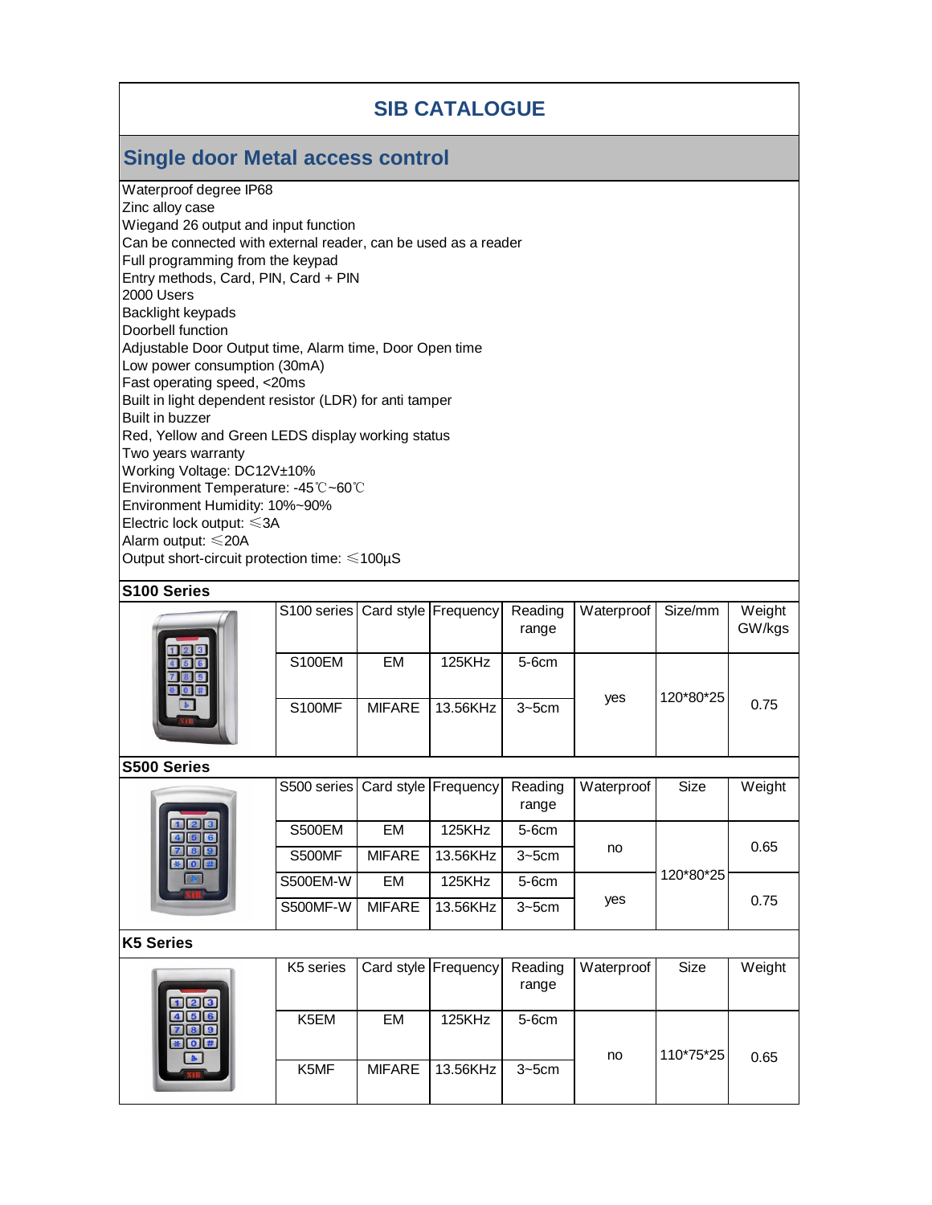# SIB CATALOGUE

## Single door Metal access control

Waterproof degree IP68
Zinc alloy case
Wiegand 26 output and input function
Can be connected with external reader, can be used as a reader
Full programming from the keypad
Entry methods, Card, PIN, Card + PIN
2000 Users
Backlight keypads
Doorbell function
Adjustable Door Output time, Alarm time, Door Open time
Low power consumption (30mA)
Fast operating speed, <20ms
Built in light dependent resistor (LDR) for anti tamper
Built in buzzer
Red, Yellow and Green LEDS display working status
Two years warranty
Working Voltage: DC12V±10%
Environment Temperature: -45℃~60℃
Environment Humidity: 10%~90%
Electric lock output: ≤3A
Alarm output: ≤20A
Output short-circuit protection time: ≤100µS

### S100 Series

| S100 series | Card style | Frequency | Reading range | Waterproof | Size/mm | Weight GW/kgs |
|---|---|---|---|---|---|---|
| S100EM | EM | 125KHz | 5-6cm | yes | 120*80*25 | 0.75 |
| S100MF | MIFARE | 13.56KHz | 3~5cm | | | |

### S500 Series

| S500 series | Card style | Frequency | Reading range | Waterproof | Size | Weight |
|---|---|---|---|---|---|---|
| S500EM | EM | 125KHz | 5-6cm | no | 120*80*25 | 0.65 |
| S500MF | MIFARE | 13.56KHz | 3~5cm | | | |
| S500EM-W | EM | 125KHz | 5-6cm | yes | | 0.75 |
| S500MF-W | MIFARE | 13.56KHz | 3~5cm | | | |

### K5 Series

| K5 series | Card style | Frequency | Reading range | Waterproof | Size | Weight |
|---|---|---|---|---|---|---|
| K5EM | EM | 125KHz | 5-6cm | no | 110*75*25 | 0.65 |
| K5MF | MIFARE | 13.56KHz | 3~5cm | | | |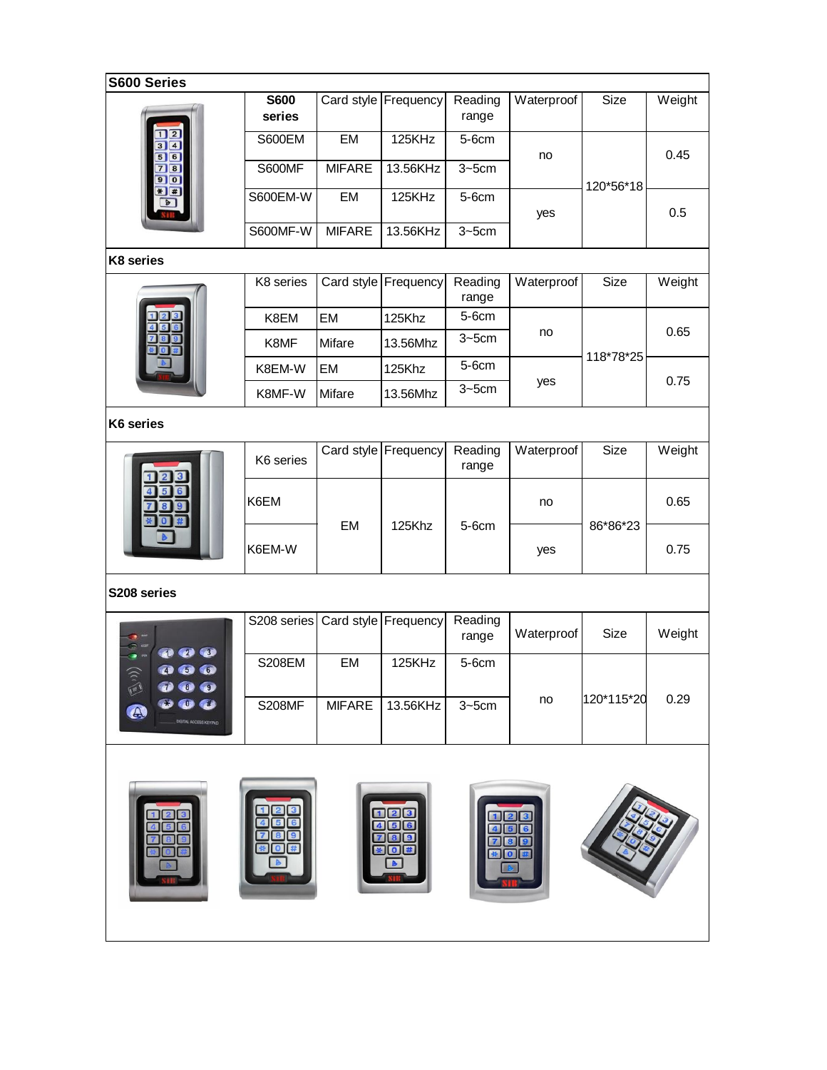## S600 Series

| S600 series | Card style | Frequency | Reading range | Waterproof | Size | Weight |
|---|---|---|---|---|---|---|
| S600EM | EM | 125KHz | 5-6cm | no | 120*56*18 | 0.45 |
| S600MF | MIFARE | 13.56KHz | 3~5cm | | | |
| S600EM-W | EM | 125KHz | 5-6cm | yes | | 0.5 |
| S600MF-W | MIFARE | 13.56KHz | 3~5cm | | | |

## K8 series

| K8 series | Card style | Frequency | Reading range | Waterproof | Size | Weight |
|---|---|---|---|---|---|---|
| K8EM | EM | 125Khz | 5-6cm | no | 118*78*25 | 0.65 |
| K8MF | Mifare | 13.56Mhz | 3~5cm | | | |
| K8EM-W | EM | 125Khz | 5-6cm | yes | | 0.75 |
| K8MF-W | Mifare | 13.56Mhz | 3~5cm | | | |

## K6 series

| K6 series | Card style | Frequency | Reading range | Waterproof | Size | Weight |
|---|---|---|---|---|---|---|
| K6EM | EM | 125Khz | 5-6cm | no | 86*86*23 | 0.65 |
| K6EM-W | | | | yes | | 0.75 |

## S208 series

| S208 series | Card style | Frequency | Reading range | Waterproof | Size | Weight |
|---|---|---|---|---|---|---|
| S208EM | EM | 125KHz | 5-6cm | no | 120*115*20 | 0.29 |
| S208MF | MIFARE | 13.56KHz | 3~5cm | | | |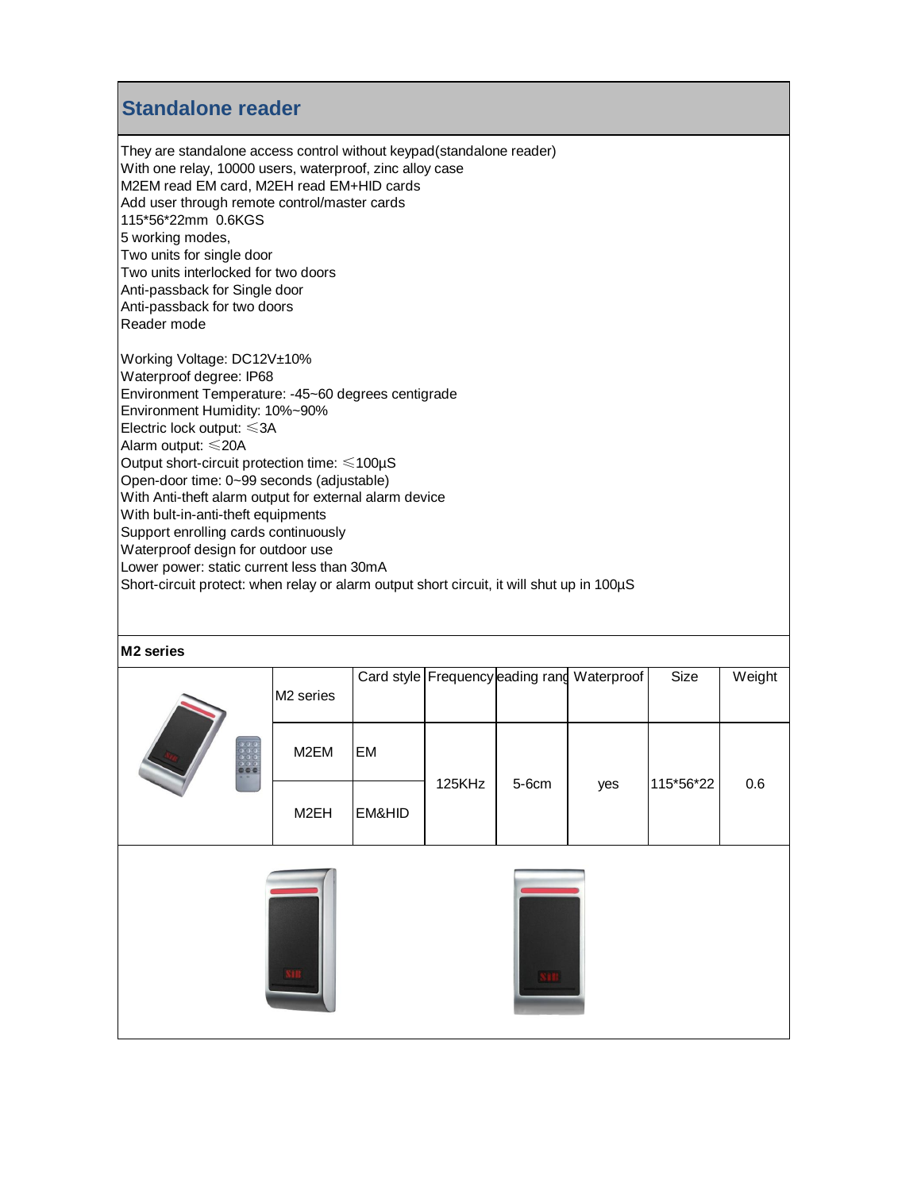## Standalone reader

They are standalone access control without keypad(standalone reader)
With one relay, 10000 users, waterproof, zinc alloy case
M2EM read EM card, M2EH read EM+HID cards
Add user through remote control/master cards
115*56*22mm 0.6KGS
5 working modes,
Two units for single door
Two units interlocked for two doors
Anti-passback for Single door
Anti-passback for two doors
Reader mode

Working Voltage: DC12V±10%
Waterproof degree: IP68
Environment Temperature: -45~60 degrees centigrade
Environment Humidity: 10%~90%
Electric lock output: ≤3A
Alarm output: ≤20A
Output short-circuit protection time: ≤100µS
Open-door time: 0~99 seconds (adjustable)
With Anti-theft alarm output for external alarm device
With bult-in-anti-theft equipments
Support enrolling cards continuously
Waterproof design for outdoor use
Lower power: static current less than 30mA
Short-circuit protect: when relay or alarm output short circuit, it will shut up in 100µS

**M2 series**

| M2 series | Card style | Frequency | eading rang | Waterproof | Size | Weight |
|---|---|---|---|---|---|---|
| M2EM | EM | 125KHz | 5-6cm | yes | 115*56*22 | 0.6 |
| M2EH | EM&HID | | | | | |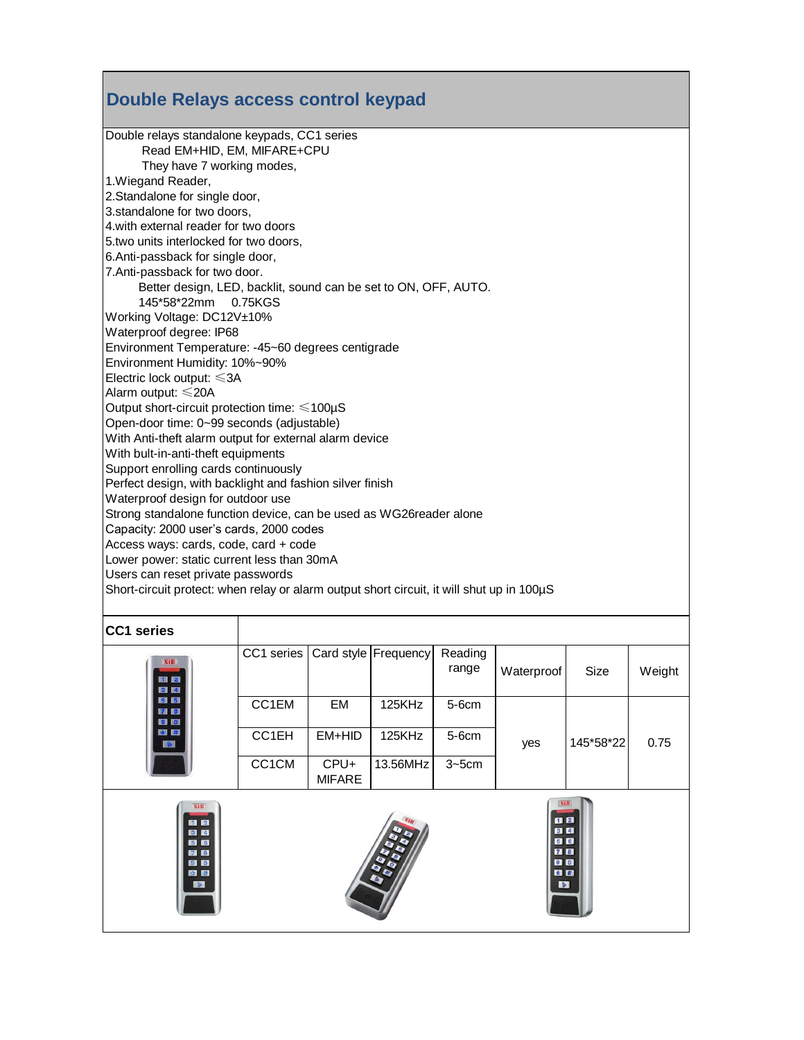## Double Relays access control keypad

Double relays standalone keypads, CC1 series

Read EM+HID, EM, MIFARE+CPU

They have 7 working modes,

1. Wiegand Reader,
2. Standalone for single door,
3. standalone for two doors,
4. with external reader for two doors
5. two units interlocked for two doors,
6. Anti-passback for single door,
7. Anti-passback for two door.

Better design, LED, backlit, sound can be set to ON, OFF, AUTO.

145*58*22mm 0.75KGS

Working Voltage: DC12V±10%

Waterproof degree: IP68

Environment Temperature: -45~60 degrees centigrade

Environment Humidity: 10%~90%

Electric lock output: ≤3A

Alarm output: ≤20A

Output short-circuit protection time: ≤100µS

Open-door time: 0~99 seconds (adjustable)

With Anti-theft alarm output for external alarm device

With bult-in-anti-theft equipments

Support enrolling cards continuously

Perfect design, with backlight and fashion silver finish

Waterproof design for outdoor use

Strong standalone function device, can be used as WG26reader alone

Capacity: 2000 user's cards, 2000 codes

Access ways: cards, code, card + code

Lower power: static current less than 30mA

Users can reset private passwords

Short-circuit protect: when relay or alarm output short circuit, it will shut up in 100µS

**CC1 series**

| CC1 series | Card style | Frequency | Reading range | Waterproof | Size | Weight |
|---|---|---|---|---|---|---|
| CC1EM | EM | 125KHz | 5-6cm | yes | 145*58*22 | 0.75 |
| CC1EH | EM+HID | 125KHz | 5-6cm | | | |
| CC1CM | CPU+ MIFARE | 13.56MHz | 3~5cm | | | |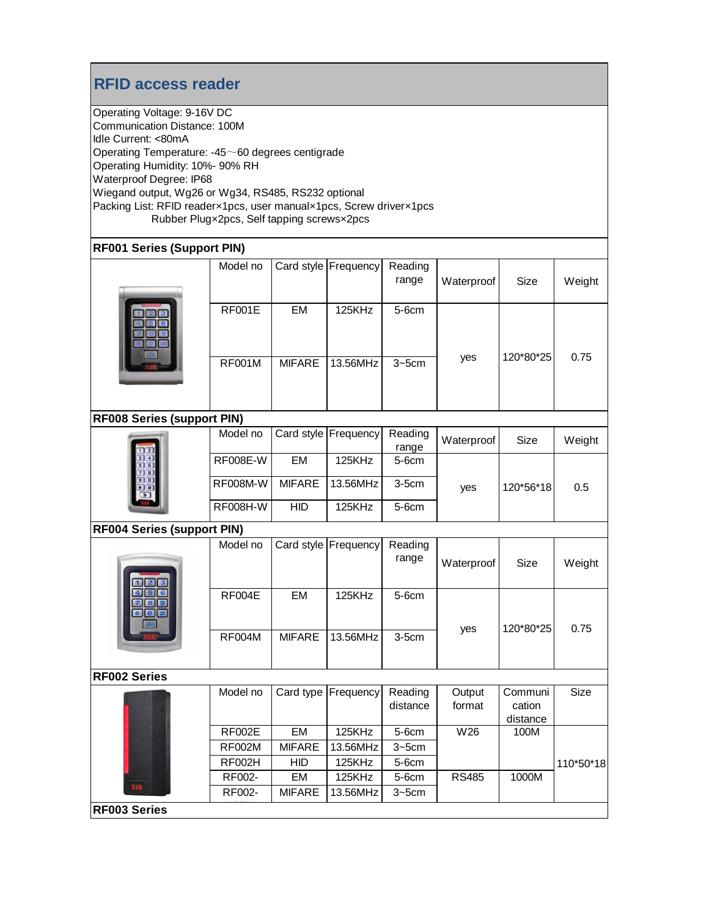## RFID access reader

Operating Voltage: 9-16V DC
Communication Distance: 100M
Idle Current: <80mA
Operating Temperature: -45～60 degrees centigrade
Operating Humidity: 10%- 90% RH
Waterproof Degree: IP68
Wiegand output, Wg26 or Wg34, RS485, RS232 optional
Packing List: RFID reader×1pcs, user manual×1pcs, Screw driver×1pcs
Rubber Plug×2pcs, Self tapping screws×2pcs

### RF001 Series (Support PIN)

| Model no | Card style | Frequency | Reading range | Waterproof | Size | Weight |
|---|---|---|---|---|---|---|
| RF001E | EM | 125KHz | 5-6cm | yes | 120*80*25 | 0.75 |
| RF001M | MIFARE | 13.56MHz | 3~5cm | | | |

### RF008 Series (support PIN)

| Model no | Card style | Frequency | Reading range | Waterproof | Size | Weight |
|---|---|---|---|---|---|---|
| RF008E-W | EM | 125KHz | 5-6cm | yes | 120*56*18 | 0.5 |
| RF008M-W | MIFARE | 13.56MHz | 3-5cm | | | |
| RF008H-W | HID | 125KHz | 5-6cm | | | |

### RF004 Series (support PIN)

| Model no | Card style | Frequency | Reading range | Waterproof | Size | Weight |
|---|---|---|---|---|---|---|
| RF004E | EM | 125KHz | 5-6cm | yes | 120*80*25 | 0.75 |
| RF004M | MIFARE | 13.56MHz | 3-5cm | | | |

### RF002 Series

| Model no | Card type | Frequency | Reading distance | Output format | Communication distance | Size |
|---|---|---|---|---|---|---|
| RF002E | EM | 125KHz | 5-6cm | W26 | 100M | 110*50*18 |
| RF002M | MIFARE | 13.56MHz | 3~5cm | | | |
| RF002H | HID | 125KHz | 5-6cm | | | |
| RF002- | EM | 125KHz | 5-6cm | RS485 | 1000M | |
| RF002- | MIFARE | 13.56MHz | 3~5cm | | | |

### RF003 Series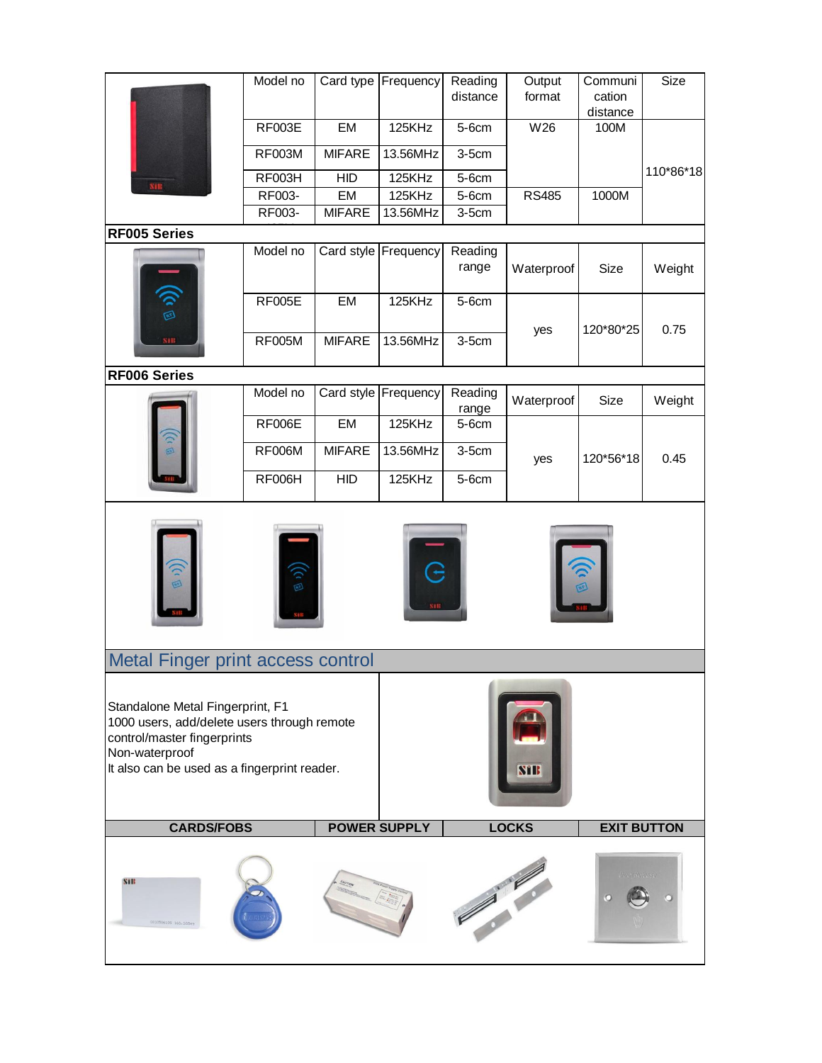| | Model no | Card type | Frequency | Reading distance | Output format | Communication distance | Size |
|---|---|---|---|---|---|---|---|
| | RF003E | EM | 125KHz | 5-6cm | W26 | 100M | 110*86*18 |
| | RF003M | MIFARE | 13.56MHz | 3-5cm | | | |
| | RF003H | HID | 125KHz | 5-6cm | | | |
| | RF003- | EM | 125KHz | 5-6cm | RS485 | 1000M | |
| | RF003- | MIFARE | 13.56MHz | 3-5cm | | | |

**RF005 Series**

| | Model no | Card style | Frequency | Reading range | Waterproof | Size | Weight |
|---|---|---|---|---|---|---|---|
| | RF005E | EM | 125KHz | 5-6cm | yes | 120*80*25 | 0.75 |
| | RF005M | MIFARE | 13.56MHz | 3-5cm | | | |

**RF006 Series**

| | Model no | Card style | Frequency | Reading range | Waterproof | Size | Weight |
|---|---|---|---|---|---|---|---|
| | RF006E | EM | 125KHz | 5-6cm | yes | 120*56*18 | 0.45 |
| | RF006M | MIFARE | 13.56MHz | 3-5cm | | | |
| | RF006H | HID | 125KHz | 5-6cm | | | |

## Metal Finger print access control

Standalone Metal Fingerprint, F1
1000 users, add/delete users through remote control/master fingerprints
Non-waterproof
It also can be used as a fingerprint reader.

| CARDS/FOBS | POWER SUPPLY | LOCKS | EXIT BUTTON |
|---|---|---|---|